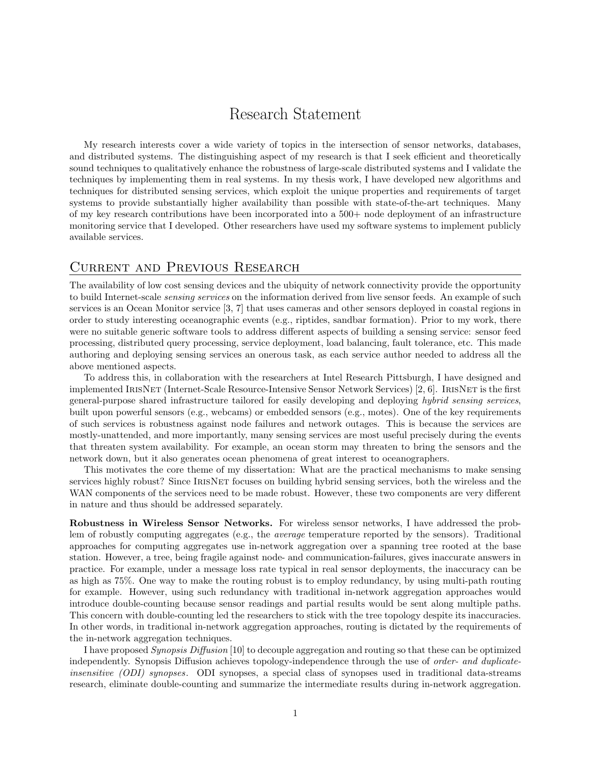# Research Statement

My research interests cover a wide variety of topics in the intersection of sensor networks, databases, and distributed systems. The distinguishing aspect of my research is that I seek efficient and theoretically sound techniques to qualitatively enhance the robustness of large-scale distributed systems and I validate the techniques by implementing them in real systems. In my thesis work, I have developed new algorithms and techniques for distributed sensing services, which exploit the unique properties and requirements of target systems to provide substantially higher availability than possible with state-of-the-art techniques. Many of my key research contributions have been incorporated into a 500+ node deployment of an infrastructure monitoring service that I developed. Other researchers have used my software systems to implement publicly available services.

## Current and Previous Research

The availability of low cost sensing devices and the ubiquity of network connectivity provide the opportunity to build Internet-scale *sensing services* on the information derived from live sensor feeds. An example of such services is an Ocean Monitor service [3, 7] that uses cameras and other sensors deployed in coastal regions in order to study interesting oceanographic events (e.g., riptides, sandbar formation). Prior to my work, there were no suitable generic software tools to address different aspects of building a sensing service: sensor feed processing, distributed query processing, service deployment, load balancing, fault tolerance, etc. This made authoring and deploying sensing services an onerous task, as each service author needed to address all the above mentioned aspects.

To address this, in collaboration with the researchers at Intel Research Pittsburgh, I have designed and implemented IrisNet (Internet-Scale Resource-Intensive Sensor Network Services) [2, 6]. IrisNet is the first general-purpose shared infrastructure tailored for easily developing and deploying *hybrid sensing services*, built upon powerful sensors (e.g., webcams) or embedded sensors (e.g., motes). One of the key requirements of such services is robustness against node failures and network outages. This is because the services are mostly-unattended, and more importantly, many sensing services are most useful precisely during the events that threaten system availability. For example, an ocean storm may threaten to bring the sensors and the network down, but it also generates ocean phenomena of great interest to oceanographers.

This motivates the core theme of my dissertation: What are the practical mechanisms to make sensing services highly robust? Since IrisNet focuses on building hybrid sensing services, both the wireless and the WAN components of the services need to be made robust. However, these two components are very different in nature and thus should be addressed separately.

**Robustness in Wireless Sensor Networks.** For wireless sensor networks, I have addressed the problem of robustly computing aggregates (e.g., the *average* temperature reported by the sensors). Traditional approaches for computing aggregates use in-network aggregation over a spanning tree rooted at the base station. However, a tree, being fragile against node- and communication-failures, gives inaccurate answers in practice. For example, under a message loss rate typical in real sensor deployments, the inaccuracy can be as high as 75%. One way to make the routing robust is to employ redundancy, by using multi-path routing for example. However, using such redundancy with traditional in-network aggregation approaches would introduce double-counting because sensor readings and partial results would be sent along multiple paths. This concern with double-counting led the researchers to stick with the tree topology despite its inaccuracies. In other words, in traditional in-network aggregation approaches, routing is dictated by the requirements of the in-network aggregation techniques.

I have proposed *Synopsis Diffusion* [10] to decouple aggregation and routing so that these can be optimized independently. Synopsis Diffusion achieves topology-independence through the use of *order- and duplicate-insensitive (ODI) synopses*. ODI synopses, a special class of synopses used in traditional data-streams research, eliminate double-counting and summarize the intermediate results during in-network aggregation.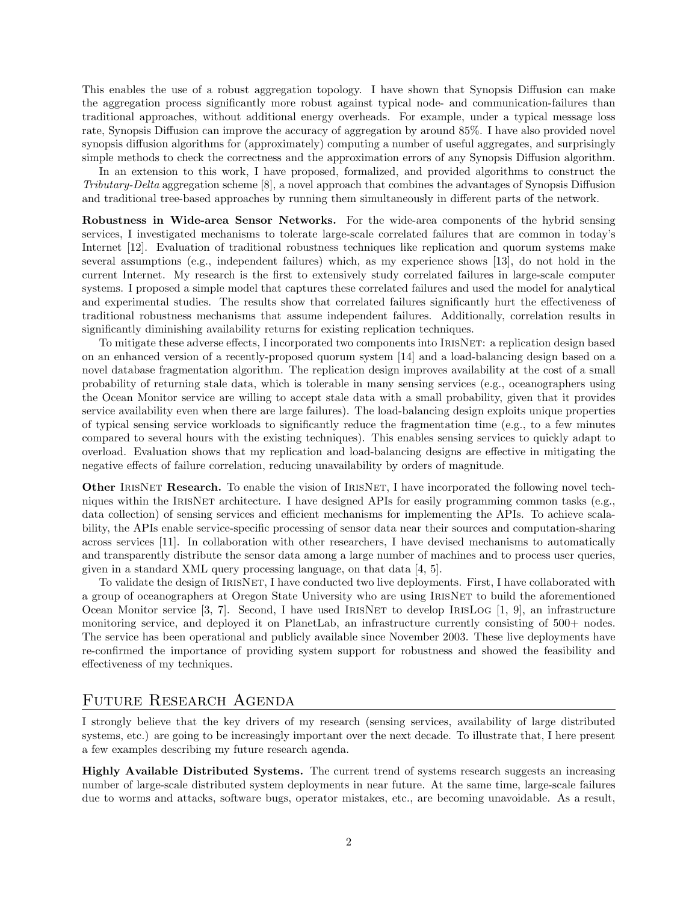This enables the use of a robust aggregation topology. I have shown that Synopsis Diffusion can make the aggregation process significantly more robust against typical node- and communication-failures than traditional approaches, without additional energy overheads. For example, under a typical message loss rate, Synopsis Diffusion can improve the accuracy of aggregation by around 85%. I have also provided novel synopsis diffusion algorithms for (approximately) computing a number of useful aggregates, and surprisingly simple methods to check the correctness and the approximation errors of any Synopsis Diffusion algorithm.

In an extension to this work, I have proposed, formalized, and provided algorithms to construct the *Tributary-Delta* aggregation scheme [8], a novel approach that combines the advantages of Synopsis Diffusion and traditional tree-based approaches by running them simultaneously in different parts of the network.

**Robustness in Wide-area Sensor Networks.** For the wide-area components of the hybrid sensing services, I investigated mechanisms to tolerate large-scale correlated failures that are common in today's Internet [12]. Evaluation of traditional robustness techniques like replication and quorum systems make several assumptions (e.g., independent failures) which, as my experience shows [13], do not hold in the current Internet. My research is the first to extensively study correlated failures in large-scale computer systems. I proposed a simple model that captures these correlated failures and used the model for analytical and experimental studies. The results show that correlated failures significantly hurt the effectiveness of traditional robustness mechanisms that assume independent failures. Additionally, correlation results in significantly diminishing availability returns for existing replication techniques.

To mitigate these adverse effects, I incorporated two components into IrisNet: a replication design based on an enhanced version of a recently-proposed quorum system [14] and a load-balancing design based on a novel database fragmentation algorithm. The replication design improves availability at the cost of a small probability of returning stale data, which is tolerable in many sensing services (e.g., oceanographers using the Ocean Monitor service are willing to accept stale data with a small probability, given that it provides service availability even when there are large failures). The load-balancing design exploits unique properties of typical sensing service workloads to significantly reduce the fragmentation time (e.g., to a few minutes compared to several hours with the existing techniques). This enables sensing services to quickly adapt to overload. Evaluation shows that my replication and load-balancing designs are effective in mitigating the negative effects of failure correlation, reducing unavailability by orders of magnitude.

**Other IrisNet Research.** To enable the vision of IrisNet, I have incorporated the following novel techniques within the IrisNet architecture. I have designed APIs for easily programming common tasks (e.g., data collection) of sensing services and efficient mechanisms for implementing the APIs. To achieve scalability, the APIs enable service-specific processing of sensor data near their sources and computation-sharing across services [11]. In collaboration with other researchers, I have devised mechanisms to automatically and transparently distribute the sensor data among a large number of machines and to process user queries, given in a standard XML query processing language, on that data [4, 5].

To validate the design of IrisNet, I have conducted two live deployments. First, I have collaborated with a group of oceanographers at Oregon State University who are using IrisNet to build the aforementioned Ocean Monitor service [3, 7]. Second, I have used IrisNet to develop IrisLog [1, 9], an infrastructure monitoring service, and deployed it on PlanetLab, an infrastructure currently consisting of 500+ nodes. The service has been operational and publicly available since November 2003. These live deployments have re-confirmed the importance of providing system support for robustness and showed the feasibility and effectiveness of my techniques.

## Future Research Agenda

I strongly believe that the key drivers of my research (sensing services, availability of large distributed systems, etc.) are going to be increasingly important over the next decade. To illustrate that, I here present a few examples describing my future research agenda.

**Highly Available Distributed Systems.** The current trend of systems research suggests an increasing number of large-scale distributed system deployments in near future. At the same time, large-scale failures due to worms and attacks, software bugs, operator mistakes, etc., are becoming unavoidable. As a result,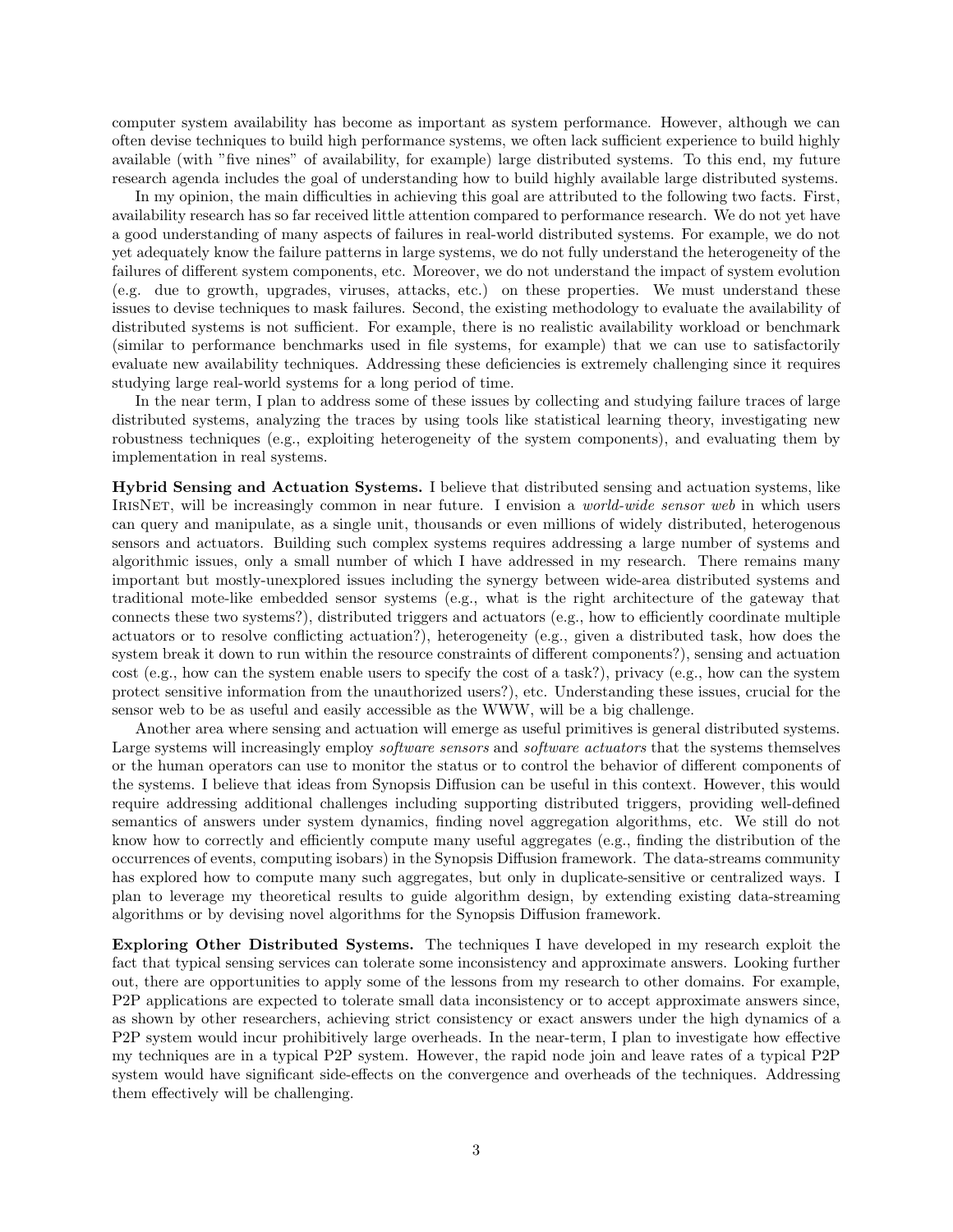computer system availability has become as important as system performance. However, although we can often devise techniques to build high performance systems, we often lack sufficient experience to build highly available (with "five nines" of availability, for example) large distributed systems. To this end, my future research agenda includes the goal of understanding how to build highly available large distributed systems.

In my opinion, the main difficulties in achieving this goal are attributed to the following two facts. First, availability research has so far received little attention compared to performance research. We do not yet have a good understanding of many aspects of failures in real-world distributed systems. For example, we do not yet adequately know the failure patterns in large systems, we do not fully understand the heterogeneity of the failures of different system components, etc. Moreover, we do not understand the impact of system evolution (e.g. due to growth, upgrades, viruses, attacks, etc.) on these properties. We must understand these issues to devise techniques to mask failures. Second, the existing methodology to evaluate the availability of distributed systems is not sufficient. For example, there is no realistic availability workload or benchmark (similar to performance benchmarks used in file systems, for example) that we can use to satisfactorily evaluate new availability techniques. Addressing these deficiencies is extremely challenging since it requires studying large real-world systems for a long period of time.

In the near term, I plan to address some of these issues by collecting and studying failure traces of large distributed systems, analyzing the traces by using tools like statistical learning theory, investigating new robustness techniques (e.g., exploiting heterogeneity of the system components), and evaluating them by implementation in real systems.

**Hybrid Sensing and Actuation Systems.** I believe that distributed sensing and actuation systems, like IrisNet, will be increasingly common in near future. I envision a *world-wide sensor web* in which users can query and manipulate, as a single unit, thousands or even millions of widely distributed, heterogenous sensors and actuators. Building such complex systems requires addressing a large number of systems and algorithmic issues, only a small number of which I have addressed in my research. There remains many important but mostly-unexplored issues including the synergy between wide-area distributed systems and traditional mote-like embedded sensor systems (e.g., what is the right architecture of the gateway that connects these two systems?), distributed triggers and actuators (e.g., how to efficiently coordinate multiple actuators or to resolve conflicting actuation?), heterogeneity (e.g., given a distributed task, how does the system break it down to run within the resource constraints of different components?), sensing and actuation cost (e.g., how can the system enable users to specify the cost of a task?), privacy (e.g., how can the system protect sensitive information from the unauthorized users?), etc. Understanding these issues, crucial for the sensor web to be as useful and easily accessible as the WWW, will be a big challenge.

Another area where sensing and actuation will emerge as useful primitives is general distributed systems. Large systems will increasingly employ *software sensors* and *software actuators* that the systems themselves or the human operators can use to monitor the status or to control the behavior of different components of the systems. I believe that ideas from Synopsis Diffusion can be useful in this context. However, this would require addressing additional challenges including supporting distributed triggers, providing well-defined semantics of answers under system dynamics, finding novel aggregation algorithms, etc. We still do not know how to correctly and efficiently compute many useful aggregates (e.g., finding the distribution of the occurrences of events, computing isobars) in the Synopsis Diffusion framework. The data-streams community has explored how to compute many such aggregates, but only in duplicate-sensitive or centralized ways. I plan to leverage my theoretical results to guide algorithm design, by extending existing data-streaming algorithms or by devising novel algorithms for the Synopsis Diffusion framework.

**Exploring Other Distributed Systems.** The techniques I have developed in my research exploit the fact that typical sensing services can tolerate some inconsistency and approximate answers. Looking further out, there are opportunities to apply some of the lessons from my research to other domains. For example, P2P applications are expected to tolerate small data inconsistency or to accept approximate answers since, as shown by other researchers, achieving strict consistency or exact answers under the high dynamics of a P2P system would incur prohibitively large overheads. In the near-term, I plan to investigate how effective my techniques are in a typical P2P system. However, the rapid node join and leave rates of a typical P2P system would have significant side-effects on the convergence and overheads of the techniques. Addressing them effectively will be challenging.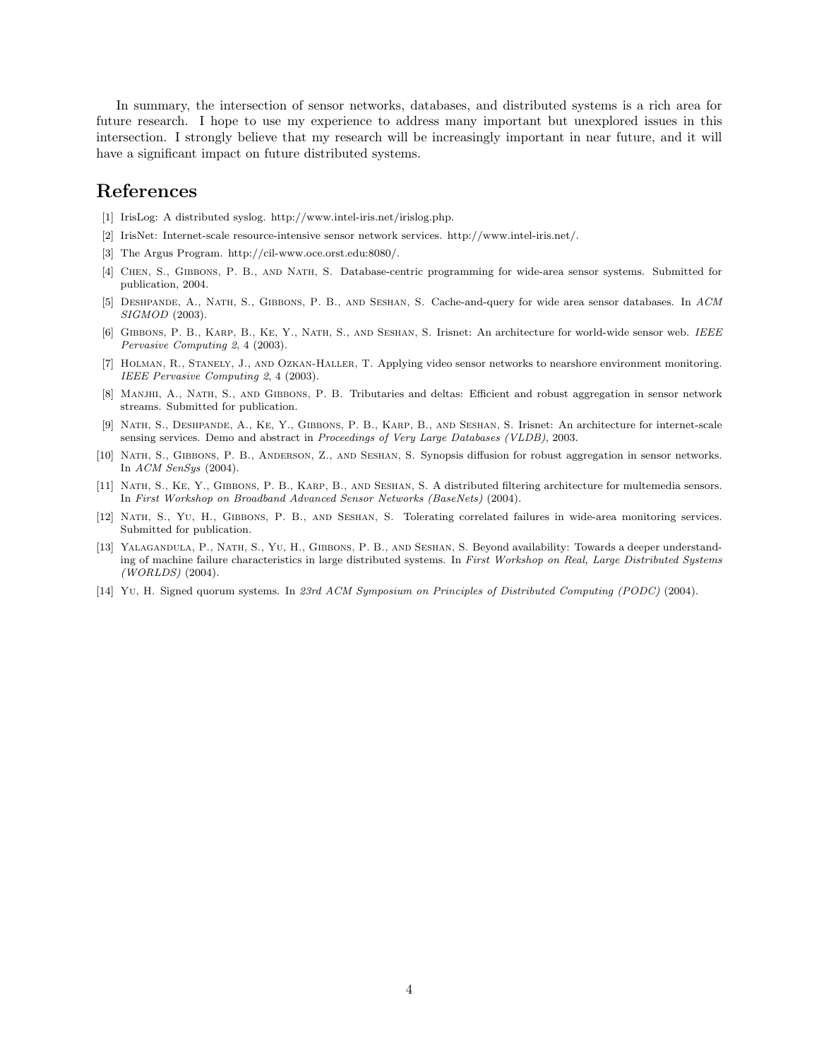In summary, the intersection of sensor networks, databases, and distributed systems is a rich area for future research. I hope to use my experience to address many important but unexplored issues in this intersection. I strongly believe that my research will be increasingly important in near future, and it will have a significant impact on future distributed systems.

## References

[1] IrisLog: A distributed syslog. http://www.intel-iris.net/irislog.php.

[2] IrisNet: Internet-scale resource-intensive sensor network services. http://www.intel-iris.net/.

[3] The Argus Program. http://cil-www.oce.orst.edu:8080/.

[4] Chen, S., Gibbons, P. B., and Nath, S. Database-centric programming for wide-area sensor systems. Submitted for publication, 2004.

[5] Deshpande, A., Nath, S., Gibbons, P. B., and Seshan, S. Cache-and-query for wide area sensor databases. In *ACM SIGMOD* (2003).

[6] Gibbons, P. B., Karp, B., Ke, Y., Nath, S., and Seshan, S. Irisnet: An architecture for world-wide sensor web. *IEEE Pervasive Computing 2*, 4 (2003).

[7] Holman, R., Stanely, J., and Ozkan-Haller, T. Applying video sensor networks to nearshore environment monitoring. *IEEE Pervasive Computing 2*, 4 (2003).

[8] Manjhi, A., Nath, S., and Gibbons, P. B. Tributaries and deltas: Efficient and robust aggregation in sensor network streams. Submitted for publication.

[9] Nath, S., Deshpande, A., Ke, Y., Gibbons, P. B., Karp, B., and Seshan, S. Irisnet: An architecture for internet-scale sensing services. Demo and abstract in *Proceedings of Very Large Databases (VLDB)*, 2003.

[10] Nath, S., Gibbons, P. B., Anderson, Z., and Seshan, S. Synopsis diffusion for robust aggregation in sensor networks. In *ACM SenSys* (2004).

[11] Nath, S., Ke, Y., Gibbons, P. B., Karp, B., and Seshan, S. A distributed filtering architecture for multemedia sensors. In *First Workshop on Broadband Advanced Sensor Networks (BaseNets)* (2004).

[12] Nath, S., Yu, H., Gibbons, P. B., and Seshan, S. Tolerating correlated failures in wide-area monitoring services. Submitted for publication.

[13] Yalagandula, P., Nath, S., Yu, H., Gibbons, P. B., and Seshan, S. Beyond availability: Towards a deeper understanding of machine failure characteristics in large distributed systems. In *First Workshop on Real, Large Distributed Systems (WORLDS)* (2004).

[14] Yu, H. Signed quorum systems. In *23rd ACM Symposium on Principles of Distributed Computing (PODC)* (2004).